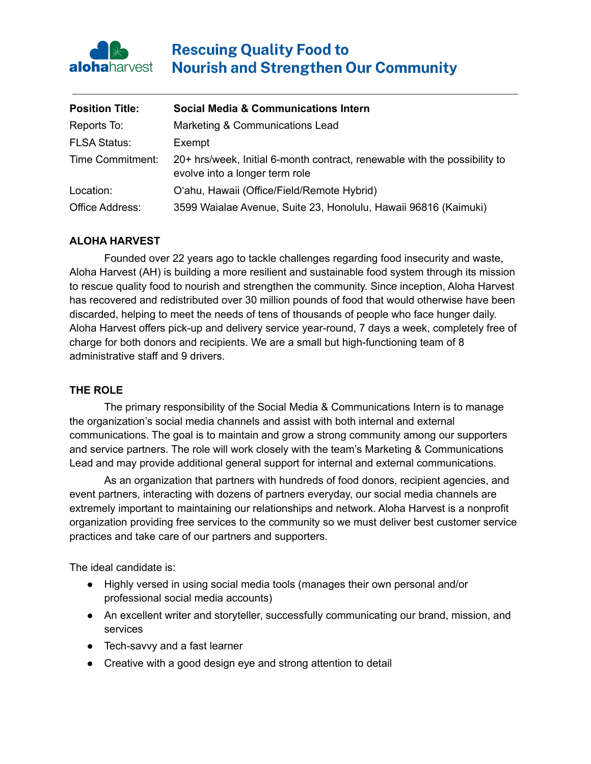**alohaharvest**

# Rescuing Quality Food to Nourish and Strengthen Our Community

| | |
|---|---|
| **Position Title:** | **Social Media & Communications Intern** |
| Reports To: | Marketing & Communications Lead |
| FLSA Status: | Exempt |
| Time Commitment: | 20+ hrs/week, Initial 6-month contract, renewable with the possibility to evolve into a longer term role |
| Location: | O‘ahu, Hawaii (Office/Field/Remote Hybrid) |
| Office Address: | 3599 Waialae Avenue, Suite 23, Honolulu, Hawaii 96816 (Kaimuki) |

## ALOHA HARVEST

Founded over 22 years ago to tackle challenges regarding food insecurity and waste, Aloha Harvest (AH) is building a more resilient and sustainable food system through its mission to rescue quality food to nourish and strengthen the community. Since inception, Aloha Harvest has recovered and redistributed over 30 million pounds of food that would otherwise have been discarded, helping to meet the needs of tens of thousands of people who face hunger daily. Aloha Harvest offers pick-up and delivery service year-round, 7 days a week, completely free of charge for both donors and recipients. We are a small but high-functioning team of 8 administrative staff and 9 drivers.

## THE ROLE

The primary responsibility of the Social Media & Communications Intern is to manage the organization's social media channels and assist with both internal and external communications. The goal is to maintain and grow a strong community among our supporters and service partners. The role will work closely with the team's Marketing & Communications Lead and may provide additional general support for internal and external communications.

As an organization that partners with hundreds of food donors, recipient agencies, and event partners, interacting with dozens of partners everyday, our social media channels are extremely important to maintaining our relationships and network. Aloha Harvest is a nonprofit organization providing free services to the community so we must deliver best customer service practices and take care of our partners and supporters.

The ideal candidate is:

- Highly versed in using social media tools (manages their own personal and/or professional social media accounts)
- An excellent writer and storyteller, successfully communicating our brand, mission, and services
- Tech-savvy and a fast learner
- Creative with a good design eye and strong attention to detail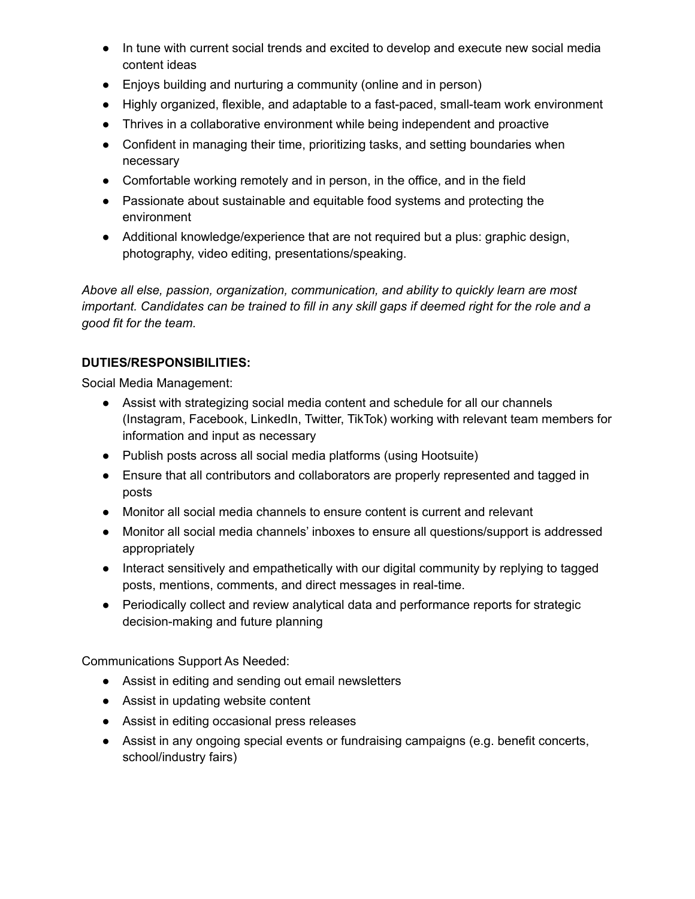- In tune with current social trends and excited to develop and execute new social media content ideas
- Enjoys building and nurturing a community (online and in person)
- Highly organized, flexible, and adaptable to a fast-paced, small-team work environment
- Thrives in a collaborative environment while being independent and proactive
- Confident in managing their time, prioritizing tasks, and setting boundaries when necessary
- Comfortable working remotely and in person, in the office, and in the field
- Passionate about sustainable and equitable food systems and protecting the environment
- Additional knowledge/experience that are not required but a plus: graphic design, photography, video editing, presentations/speaking.

*Above all else, passion, organization, communication, and ability to quickly learn are most important. Candidates can be trained to fill in any skill gaps if deemed right for the role and a good fit for the team.*

**DUTIES/RESPONSIBILITIES:**

Social Media Management:

- Assist with strategizing social media content and schedule for all our channels (Instagram, Facebook, LinkedIn, Twitter, TikTok) working with relevant team members for information and input as necessary
- Publish posts across all social media platforms (using Hootsuite)
- Ensure that all contributors and collaborators are properly represented and tagged in posts
- Monitor all social media channels to ensure content is current and relevant
- Monitor all social media channels' inboxes to ensure all questions/support is addressed appropriately
- Interact sensitively and empathetically with our digital community by replying to tagged posts, mentions, comments, and direct messages in real-time.
- Periodically collect and review analytical data and performance reports for strategic decision-making and future planning

Communications Support As Needed:

- Assist in editing and sending out email newsletters
- Assist in updating website content
- Assist in editing occasional press releases
- Assist in any ongoing special events or fundraising campaigns (e.g. benefit concerts, school/industry fairs)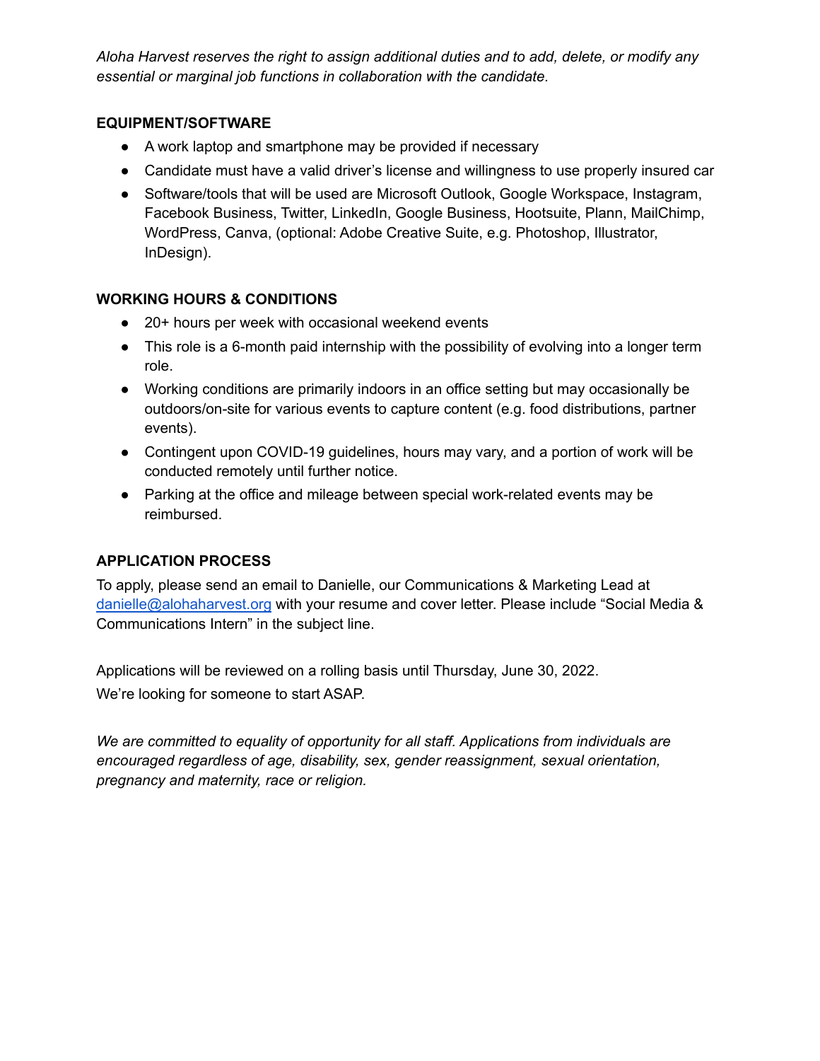*Aloha Harvest reserves the right to assign additional duties and to add, delete, or modify any essential or marginal job functions in collaboration with the candidate.*

**EQUIPMENT/SOFTWARE**

- A work laptop and smartphone may be provided if necessary
- Candidate must have a valid driver's license and willingness to use properly insured car
- Software/tools that will be used are Microsoft Outlook, Google Workspace, Instagram, Facebook Business, Twitter, LinkedIn, Google Business, Hootsuite, Plann, MailChimp, WordPress, Canva, (optional: Adobe Creative Suite, e.g. Photoshop, Illustrator, InDesign).

**WORKING HOURS & CONDITIONS**

- 20+ hours per week with occasional weekend events
- This role is a 6-month paid internship with the possibility of evolving into a longer term role.
- Working conditions are primarily indoors in an office setting but may occasionally be outdoors/on-site for various events to capture content (e.g. food distributions, partner events).
- Contingent upon COVID-19 guidelines, hours may vary, and a portion of work will be conducted remotely until further notice.
- Parking at the office and mileage between special work-related events may be reimbursed.

**APPLICATION PROCESS**

To apply, please send an email to Danielle, our Communications & Marketing Lead at [danielle@alohaharvest.org](mailto:danielle@alohaharvest.org) with your resume and cover letter. Please include "Social Media & Communications Intern" in the subject line.

Applications will be reviewed on a rolling basis until Thursday, June 30, 2022.
We're looking for someone to start ASAP.

*We are committed to equality of opportunity for all staff. Applications from individuals are encouraged regardless of age, disability, sex, gender reassignment, sexual orientation, pregnancy and maternity, race or religion.*